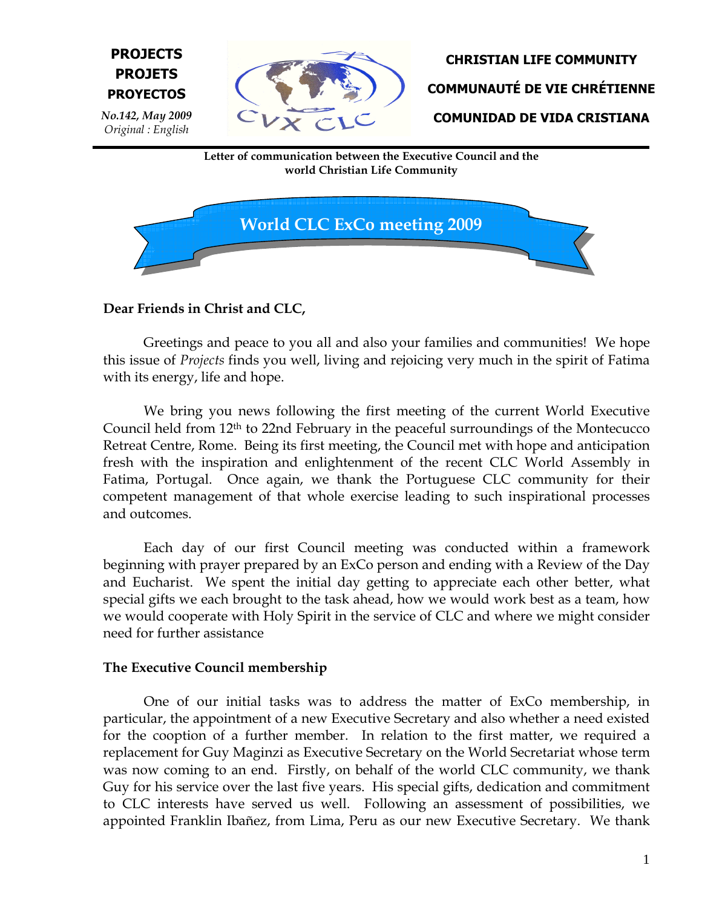**PROJECTS**
**PROJETS**
**PROYECTOS**

*No.142, May 2009*
*Original : English*

**CHRISTIAN LIFE COMMUNITY**

**COMMUNAUTÉ DE VIE CHRÉTIENNE**

**COMUNIDAD DE VIDA CRISTIANA**

**Letter of communication between the Executive Council and the world Christian Life Community**

# World CLC ExCo meeting 2009

**Dear Friends in Christ and CLC,**

Greetings and peace to you all and also your families and communities! We hope this issue of *Projects* finds you well, living and rejoicing very much in the spirit of Fatima with its energy, life and hope.

We bring you news following the first meeting of the current World Executive Council held from 12th to 22nd February in the peaceful surroundings of the Montecucco Retreat Centre, Rome. Being its first meeting, the Council met with hope and anticipation fresh with the inspiration and enlightenment of the recent CLC World Assembly in Fatima, Portugal. Once again, we thank the Portuguese CLC community for their competent management of that whole exercise leading to such inspirational processes and outcomes.

Each day of our first Council meeting was conducted within a framework beginning with prayer prepared by an ExCo person and ending with a Review of the Day and Eucharist. We spent the initial day getting to appreciate each other better, what special gifts we each brought to the task ahead, how we would work best as a team, how we would cooperate with Holy Spirit in the service of CLC and where we might consider need for further assistance

## The Executive Council membership

One of our initial tasks was to address the matter of ExCo membership, in particular, the appointment of a new Executive Secretary and also whether a need existed for the cooption of a further member. In relation to the first matter, we required a replacement for Guy Maginzi as Executive Secretary on the World Secretariat whose term was now coming to an end. Firstly, on behalf of the world CLC community, we thank Guy for his service over the last five years. His special gifts, dedication and commitment to CLC interests have served us well. Following an assessment of possibilities, we appointed Franklin Ibañez, from Lima, Peru as our new Executive Secretary. We thank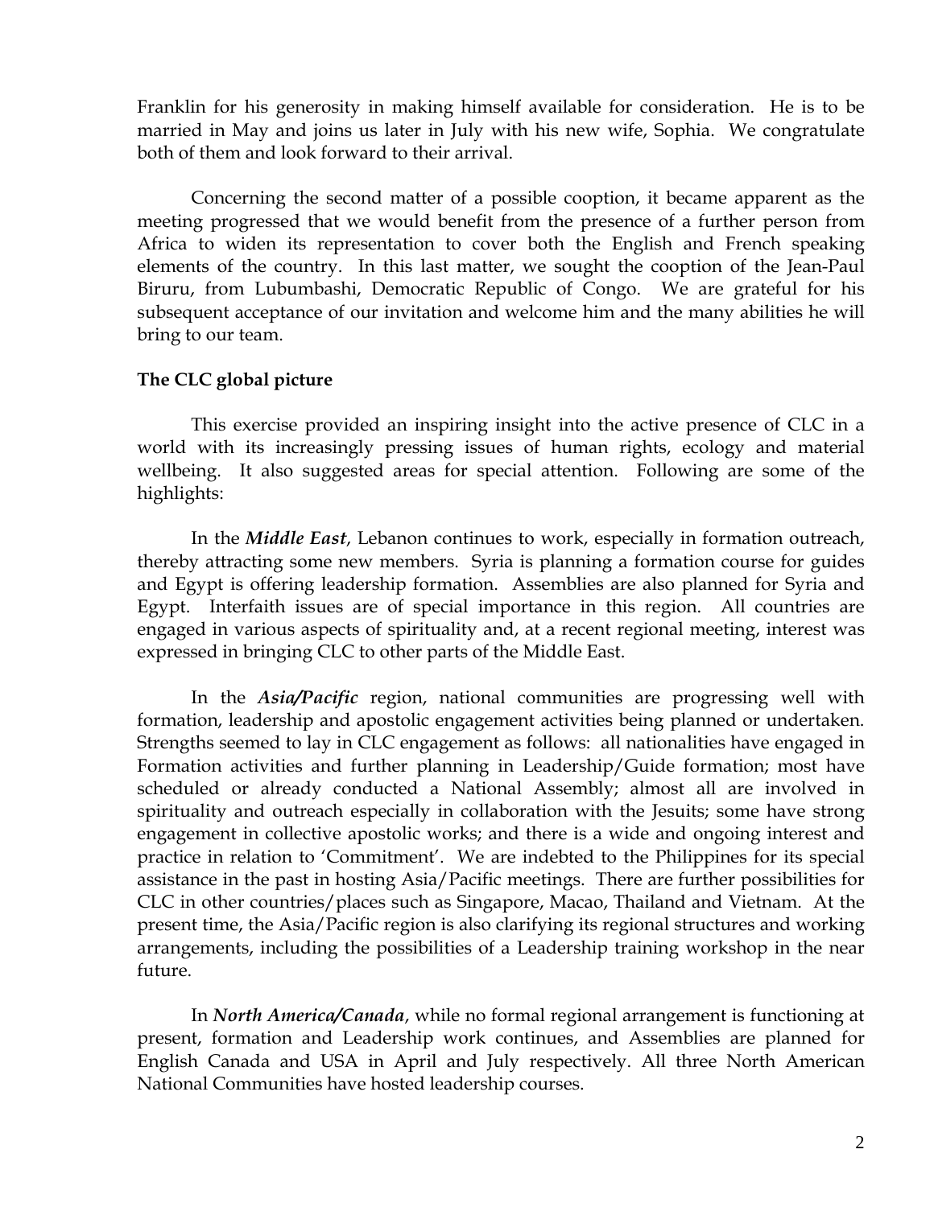Franklin for his generosity in making himself available for consideration. He is to be married in May and joins us later in July with his new wife, Sophia. We congratulate both of them and look forward to their arrival.

Concerning the second matter of a possible cooption, it became apparent as the meeting progressed that we would benefit from the presence of a further person from Africa to widen its representation to cover both the English and French speaking elements of the country. In this last matter, we sought the cooption of the Jean-Paul Biruru, from Lubumbashi, Democratic Republic of Congo. We are grateful for his subsequent acceptance of our invitation and welcome him and the many abilities he will bring to our team.

**The CLC global picture**

This exercise provided an inspiring insight into the active presence of CLC in a world with its increasingly pressing issues of human rights, ecology and material wellbeing. It also suggested areas for special attention. Following are some of the highlights:

In the ***Middle East***, Lebanon continues to work, especially in formation outreach, thereby attracting some new members. Syria is planning a formation course for guides and Egypt is offering leadership formation. Assemblies are also planned for Syria and Egypt. Interfaith issues are of special importance in this region. All countries are engaged in various aspects of spirituality and, at a recent regional meeting, interest was expressed in bringing CLC to other parts of the Middle East.

In the ***Asia/Pacific*** region, national communities are progressing well with formation, leadership and apostolic engagement activities being planned or undertaken. Strengths seemed to lay in CLC engagement as follows: all nationalities have engaged in Formation activities and further planning in Leadership/Guide formation; most have scheduled or already conducted a National Assembly; almost all are involved in spirituality and outreach especially in collaboration with the Jesuits; some have strong engagement in collective apostolic works; and there is a wide and ongoing interest and practice in relation to 'Commitment'. We are indebted to the Philippines for its special assistance in the past in hosting Asia/Pacific meetings. There are further possibilities for CLC in other countries/places such as Singapore, Macao, Thailand and Vietnam. At the present time, the Asia/Pacific region is also clarifying its regional structures and working arrangements, including the possibilities of a Leadership training workshop in the near future.

In ***North America/Canada***, while no formal regional arrangement is functioning at present, formation and Leadership work continues, and Assemblies are planned for English Canada and USA in April and July respectively. All three North American National Communities have hosted leadership courses.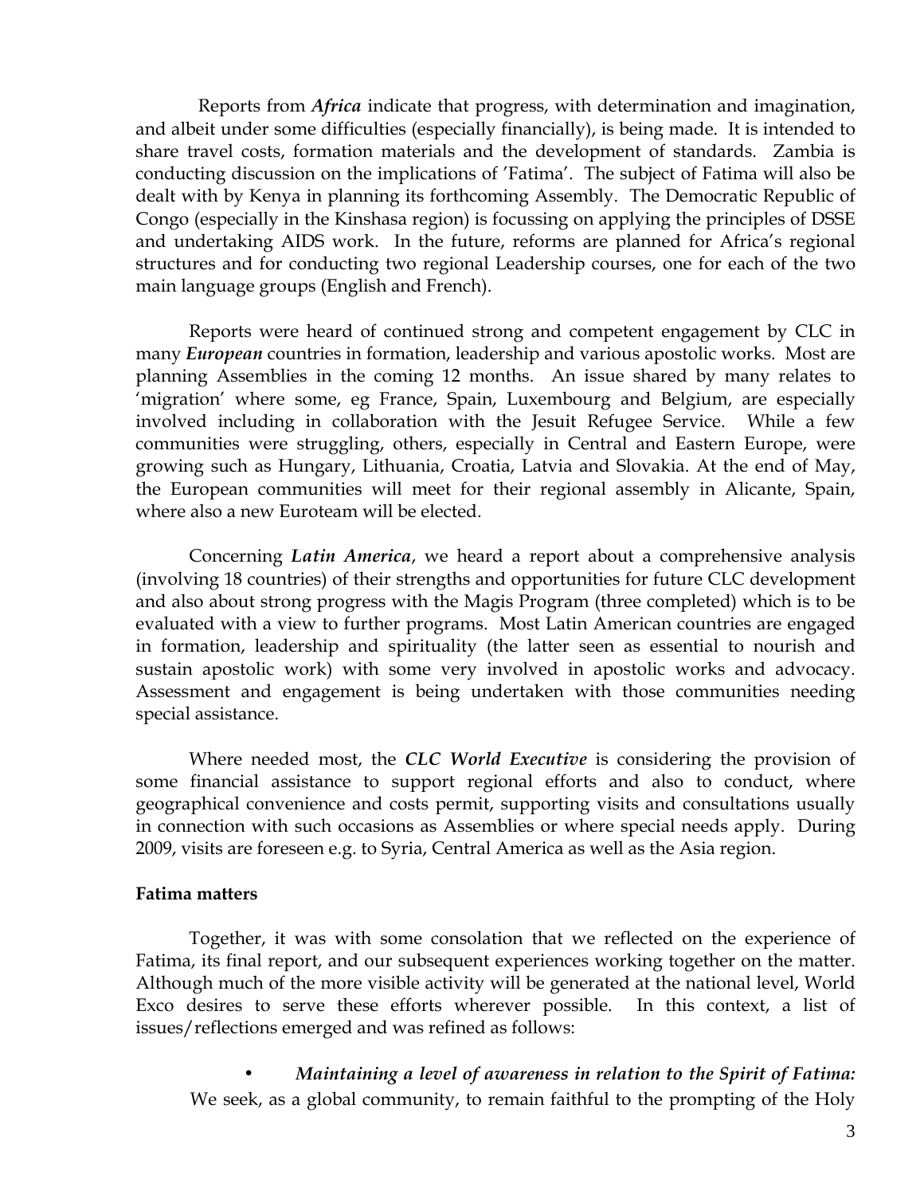Reports from ***Africa*** indicate that progress, with determination and imagination, and albeit under some difficulties (especially financially), is being made. It is intended to share travel costs, formation materials and the development of standards. Zambia is conducting discussion on the implications of 'Fatima'. The subject of Fatima will also be dealt with by Kenya in planning its forthcoming Assembly. The Democratic Republic of Congo (especially in the Kinshasa region) is focussing on applying the principles of DSSE and undertaking AIDS work. In the future, reforms are planned for Africa's regional structures and for conducting two regional Leadership courses, one for each of the two main language groups (English and French).

Reports were heard of continued strong and competent engagement by CLC in many ***European*** countries in formation, leadership and various apostolic works. Most are planning Assemblies in the coming 12 months. An issue shared by many relates to 'migration' where some, eg France, Spain, Luxembourg and Belgium, are especially involved including in collaboration with the Jesuit Refugee Service. While a few communities were struggling, others, especially in Central and Eastern Europe, were growing such as Hungary, Lithuania, Croatia, Latvia and Slovakia. At the end of May, the European communities will meet for their regional assembly in Alicante, Spain, where also a new Euroteam will be elected.

Concerning ***Latin America***, we heard a report about a comprehensive analysis (involving 18 countries) of their strengths and opportunities for future CLC development and also about strong progress with the Magis Program (three completed) which is to be evaluated with a view to further programs. Most Latin American countries are engaged in formation, leadership and spirituality (the latter seen as essential to nourish and sustain apostolic work) with some very involved in apostolic works and advocacy. Assessment and engagement is being undertaken with those communities needing special assistance.

Where needed most, the ***CLC World Executive*** is considering the provision of some financial assistance to support regional efforts and also to conduct, where geographical convenience and costs permit, supporting visits and consultations usually in connection with such occasions as Assemblies or where special needs apply. During 2009, visits are foreseen e.g. to Syria, Central America as well as the Asia region.

**Fatima matters**

Together, it was with some consolation that we reflected on the experience of Fatima, its final report, and our subsequent experiences working together on the matter. Although much of the more visible activity will be generated at the national level, World Exco desires to serve these efforts wherever possible. In this context, a list of issues/reflections emerged and was refined as follows:

- ***Maintaining a level of awareness in relation to the Spirit of Fatima:*** We seek, as a global community, to remain faithful to the prompting of the Holy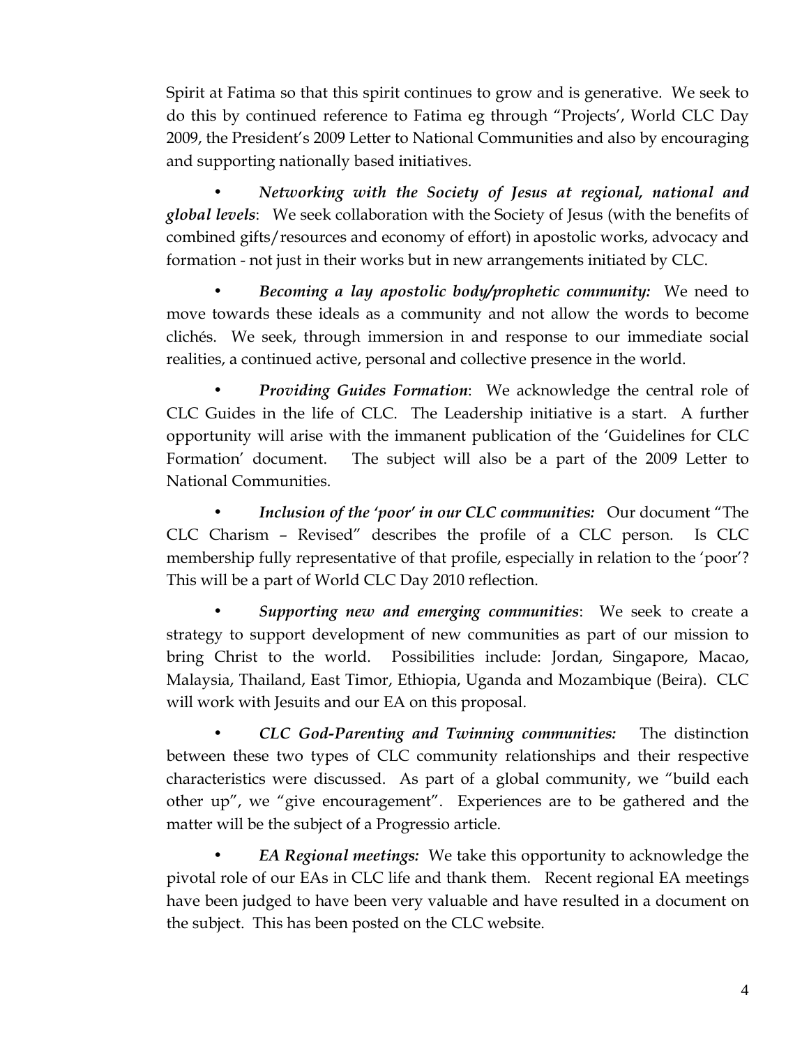Spirit at Fatima so that this spirit continues to grow and is generative. We seek to do this by continued reference to Fatima eg through "Projects', World CLC Day 2009, the President's 2009 Letter to National Communities and also by encouraging and supporting nationally based initiatives.

- ***Networking with the Society of Jesus at regional, national and global levels***: We seek collaboration with the Society of Jesus (with the benefits of combined gifts/resources and economy of effort) in apostolic works, advocacy and formation - not just in their works but in new arrangements initiated by CLC.

- ***Becoming a lay apostolic body/prophetic community:*** We need to move towards these ideals as a community and not allow the words to become clichés. We seek, through immersion in and response to our immediate social realities, a continued active, personal and collective presence in the world.

- ***Providing Guides Formation***: We acknowledge the central role of CLC Guides in the life of CLC. The Leadership initiative is a start. A further opportunity will arise with the immanent publication of the 'Guidelines for CLC Formation' document. The subject will also be a part of the 2009 Letter to National Communities.

- ***Inclusion of the 'poor' in our CLC communities:*** Our document "The CLC Charism – Revised" describes the profile of a CLC person. Is CLC membership fully representative of that profile, especially in relation to the 'poor'? This will be a part of World CLC Day 2010 reflection.

- ***Supporting new and emerging communities***: We seek to create a strategy to support development of new communities as part of our mission to bring Christ to the world. Possibilities include: Jordan, Singapore, Macao, Malaysia, Thailand, East Timor, Ethiopia, Uganda and Mozambique (Beira). CLC will work with Jesuits and our EA on this proposal.

- ***CLC God-Parenting and Twinning communities:*** The distinction between these two types of CLC community relationships and their respective characteristics were discussed. As part of a global community, we "build each other up", we "give encouragement". Experiences are to be gathered and the matter will be the subject of a Progressio article.

- ***EA Regional meetings:*** We take this opportunity to acknowledge the pivotal role of our EAs in CLC life and thank them. Recent regional EA meetings have been judged to have been very valuable and have resulted in a document on the subject. This has been posted on the CLC website.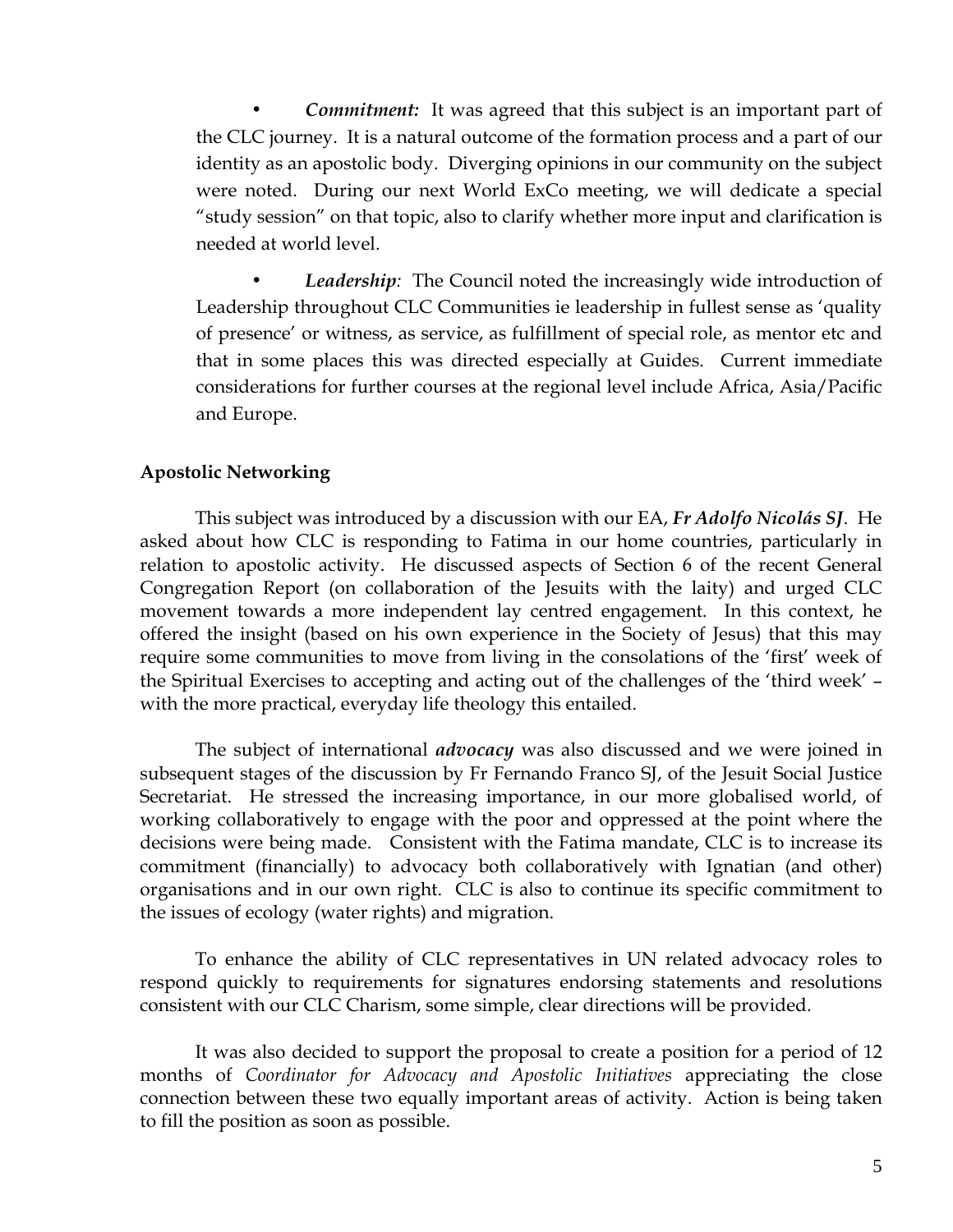- ***Commitment:*** It was agreed that this subject is an important part of the CLC journey. It is a natural outcome of the formation process and a part of our identity as an apostolic body. Diverging opinions in our community on the subject were noted. During our next World ExCo meeting, we will dedicate a special "study session" on that topic, also to clarify whether more input and clarification is needed at world level.

- ***Leadership**:* The Council noted the increasingly wide introduction of Leadership throughout CLC Communities ie leadership in fullest sense as 'quality of presence' or witness, as service, as fulfillment of special role, as mentor etc and that in some places this was directed especially at Guides. Current immediate considerations for further courses at the regional level include Africa, Asia/Pacific and Europe.

**Apostolic Networking**

This subject was introduced by a discussion with our EA, ***Fr Adolfo Nicolás SJ***. He asked about how CLC is responding to Fatima in our home countries, particularly in relation to apostolic activity. He discussed aspects of Section 6 of the recent General Congregation Report (on collaboration of the Jesuits with the laity) and urged CLC movement towards a more independent lay centred engagement. In this context, he offered the insight (based on his own experience in the Society of Jesus) that this may require some communities to move from living in the consolations of the 'first' week of the Spiritual Exercises to accepting and acting out of the challenges of the 'third week' – with the more practical, everyday life theology this entailed.

The subject of international ***advocacy*** was also discussed and we were joined in subsequent stages of the discussion by Fr Fernando Franco SJ, of the Jesuit Social Justice Secretariat. He stressed the increasing importance, in our more globalised world, of working collaboratively to engage with the poor and oppressed at the point where the decisions were being made. Consistent with the Fatima mandate, CLC is to increase its commitment (financially) to advocacy both collaboratively with Ignatian (and other) organisations and in our own right. CLC is also to continue its specific commitment to the issues of ecology (water rights) and migration.

To enhance the ability of CLC representatives in UN related advocacy roles to respond quickly to requirements for signatures endorsing statements and resolutions consistent with our CLC Charism, some simple, clear directions will be provided.

It was also decided to support the proposal to create a position for a period of 12 months of *Coordinator for Advocacy and Apostolic Initiatives* appreciating the close connection between these two equally important areas of activity. Action is being taken to fill the position as soon as possible.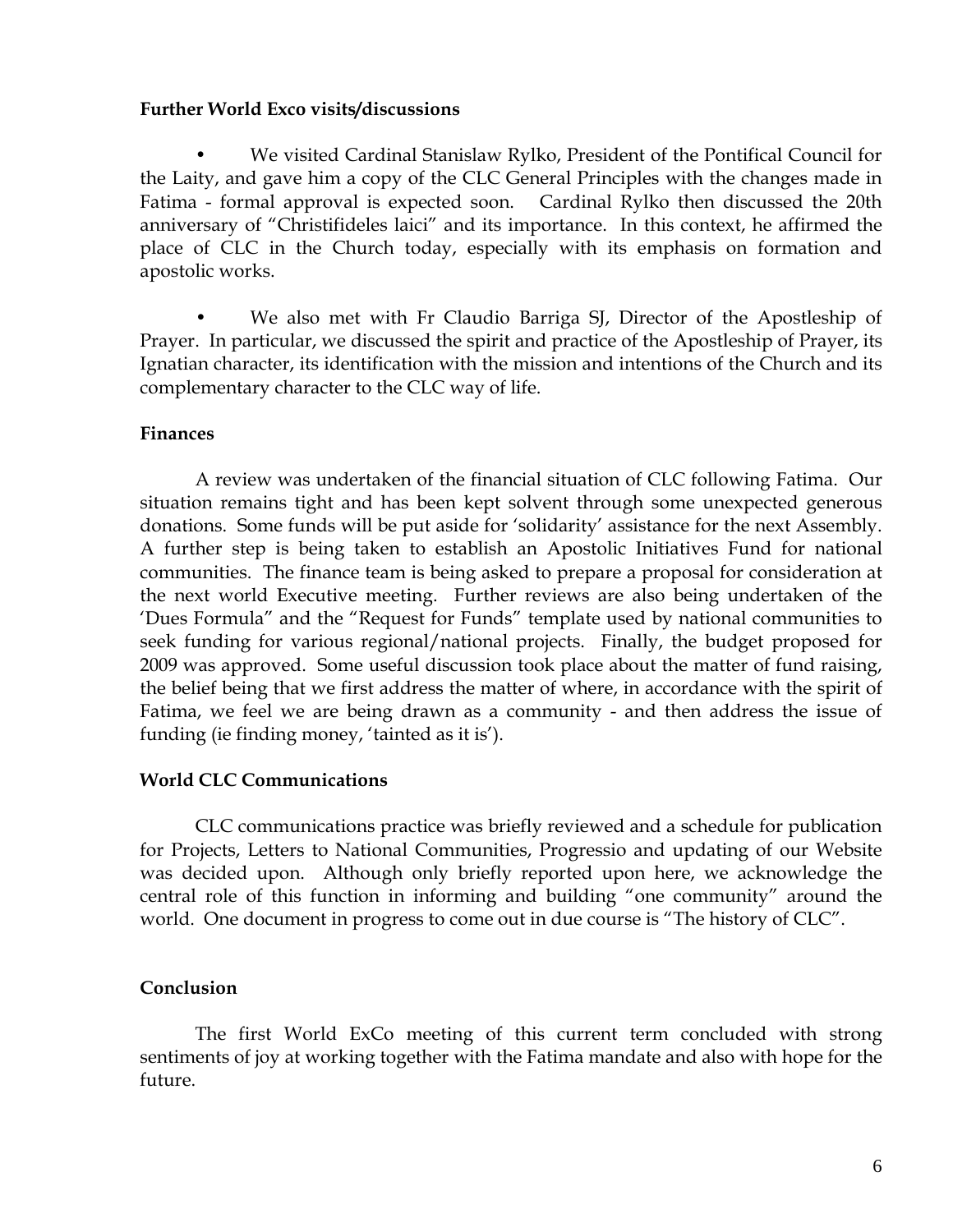**Further World Exco visits/discussions**

- We visited Cardinal Stanislaw Rylko, President of the Pontifical Council for the Laity, and gave him a copy of the CLC General Principles with the changes made in Fatima - formal approval is expected soon. Cardinal Rylko then discussed the 20th anniversary of "Christifideles laici" and its importance. In this context, he affirmed the place of CLC in the Church today, especially with its emphasis on formation and apostolic works.

- We also met with Fr Claudio Barriga SJ, Director of the Apostleship of Prayer. In particular, we discussed the spirit and practice of the Apostleship of Prayer, its Ignatian character, its identification with the mission and intentions of the Church and its complementary character to the CLC way of life.

**Finances**

A review was undertaken of the financial situation of CLC following Fatima. Our situation remains tight and has been kept solvent through some unexpected generous donations. Some funds will be put aside for 'solidarity' assistance for the next Assembly. A further step is being taken to establish an Apostolic Initiatives Fund for national communities. The finance team is being asked to prepare a proposal for consideration at the next world Executive meeting. Further reviews are also being undertaken of the 'Dues Formula" and the "Request for Funds" template used by national communities to seek funding for various regional/national projects. Finally, the budget proposed for 2009 was approved. Some useful discussion took place about the matter of fund raising, the belief being that we first address the matter of where, in accordance with the spirit of Fatima, we feel we are being drawn as a community - and then address the issue of funding (ie finding money, 'tainted as it is').

**World CLC Communications**

CLC communications practice was briefly reviewed and a schedule for publication for Projects, Letters to National Communities, Progressio and updating of our Website was decided upon. Although only briefly reported upon here, we acknowledge the central role of this function in informing and building "one community" around the world. One document in progress to come out in due course is "The history of CLC".

**Conclusion**

The first World ExCo meeting of this current term concluded with strong sentiments of joy at working together with the Fatima mandate and also with hope for the future.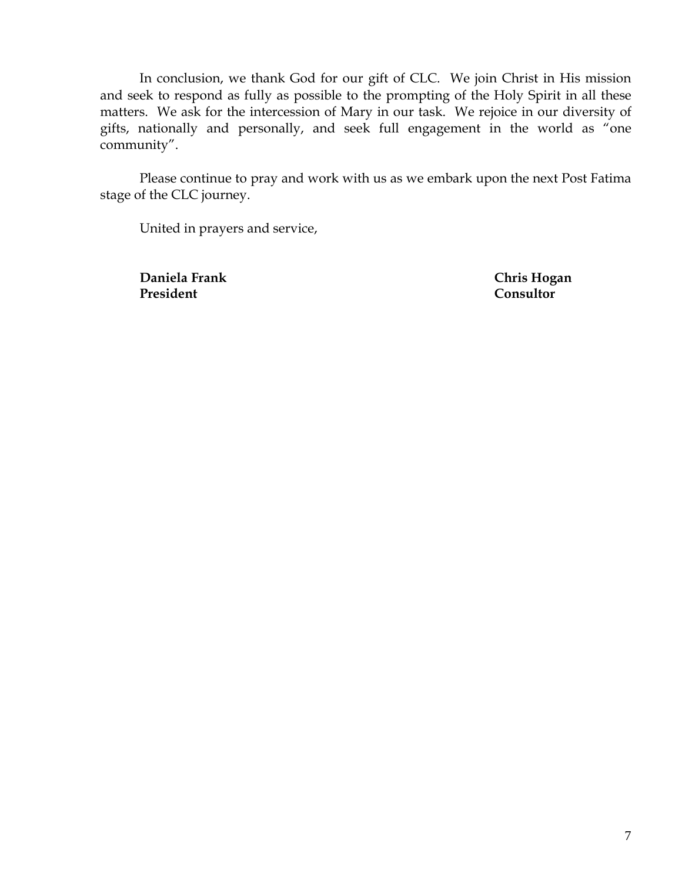In conclusion, we thank God for our gift of CLC. We join Christ in His mission and seek to respond as fully as possible to the prompting of the Holy Spirit in all these matters. We ask for the intercession of Mary in our task. We rejoice in our diversity of gifts, nationally and personally, and seek full engagement in the world as "one community".

Please continue to pray and work with us as we embark upon the next Post Fatima stage of the CLC journey.

United in prayers and service,

| | |
|---|---|
| **Daniela Frank** | **Chris Hogan** |
| **President** | **Consultor** |